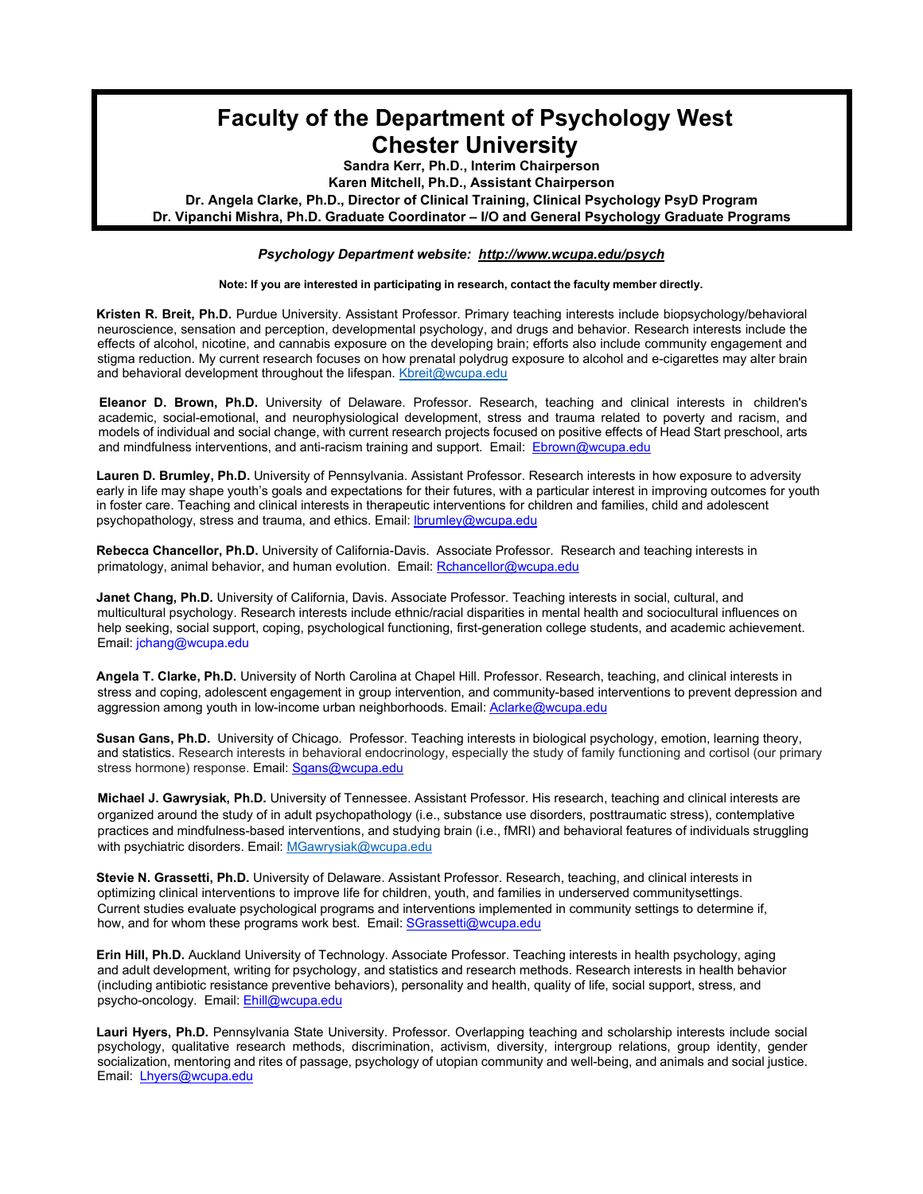# Faculty of the Department of Psychology West Chester University

**Sandra Kerr, Ph.D., Interim Chairperson**
**Karen Mitchell, Ph.D., Assistant Chairperson**
**Dr. Angela Clarke, Ph.D., Director of Clinical Training, Clinical Psychology PsyD Program**
**Dr. Vipanchi Mishra, Ph.D. Graduate Coordinator – I/O and General Psychology Graduate Programs**

***Psychology Department website: http://www.wcupa.edu/psych***

**Note: If you are interested in participating in research, contact the faculty member directly.**

**Kristen R. Breit, Ph.D.** Purdue University. Assistant Professor. Primary teaching interests include biopsychology/behavioral neuroscience, sensation and perception, developmental psychology, and drugs and behavior. Research interests include the effects of alcohol, nicotine, and cannabis exposure on the developing brain; efforts also include community engagement and stigma reduction. My current research focuses on how prenatal polydrug exposure to alcohol and e-cigarettes may alter brain and behavioral development throughout the lifespan. Kbreit@wcupa.edu

**Eleanor D. Brown, Ph.D.** University of Delaware. Professor. Research, teaching and clinical interests in children's academic, social-emotional, and neurophysiological development, stress and trauma related to poverty and racism, and models of individual and social change, with current research projects focused on positive effects of Head Start preschool, arts and mindfulness interventions, and anti-racism training and support. Email: Ebrown@wcupa.edu

**Lauren D. Brumley, Ph.D.** University of Pennsylvania. Assistant Professor. Research interests in how exposure to adversity early in life may shape youth's goals and expectations for their futures, with a particular interest in improving outcomes for youth in foster care. Teaching and clinical interests in therapeutic interventions for children and families, child and adolescent psychopathology, stress and trauma, and ethics. Email: lbrumley@wcupa.edu

**Rebecca Chancellor, Ph.D.** University of California-Davis. Associate Professor. Research and teaching interests in primatology, animal behavior, and human evolution. Email: Rchancellor@wcupa.edu

**Janet Chang, Ph.D.** University of California, Davis. Associate Professor. Teaching interests in social, cultural, and multicultural psychology. Research interests include ethnic/racial disparities in mental health and sociocultural influences on help seeking, social support, coping, psychological functioning, first-generation college students, and academic achievement. Email: jchang@wcupa.edu

**Angela T. Clarke, Ph.D.** University of North Carolina at Chapel Hill. Professor. Research, teaching, and clinical interests in stress and coping, adolescent engagement in group intervention, and community-based interventions to prevent depression and aggression among youth in low-income urban neighborhoods. Email: Aclarke@wcupa.edu

**Susan Gans, Ph.D.** University of Chicago. Professor. Teaching interests in biological psychology, emotion, learning theory, and statistics. Research interests in behavioral endocrinology, especially the study of family functioning and cortisol (our primary stress hormone) response. Email: Sgans@wcupa.edu

**Michael J. Gawrysiak, Ph.D.** University of Tennessee. Assistant Professor. His research, teaching and clinical interests are organized around the study of in adult psychopathology (i.e., substance use disorders, posttraumatic stress), contemplative practices and mindfulness-based interventions, and studying brain (i.e., fMRI) and behavioral features of individuals struggling with psychiatric disorders. Email: MGawrysiak@wcupa.edu

**Stevie N. Grassetti, Ph.D.** University of Delaware. Assistant Professor. Research, teaching, and clinical interests in optimizing clinical interventions to improve life for children, youth, and families in underserved communitysettings. Current studies evaluate psychological programs and interventions implemented in community settings to determine if, how, and for whom these programs work best. Email: SGrassetti@wcupa.edu

**Erin Hill, Ph.D.** Auckland University of Technology. Associate Professor. Teaching interests in health psychology, aging and adult development, writing for psychology, and statistics and research methods. Research interests in health behavior (including antibiotic resistance preventive behaviors), personality and health, quality of life, social support, stress, and psycho-oncology. Email: Ehill@wcupa.edu

**Lauri Hyers, Ph.D.** Pennsylvania State University. Professor. Overlapping teaching and scholarship interests include social psychology, qualitative research methods, discrimination, activism, diversity, intergroup relations, group identity, gender socialization, mentoring and rites of passage, psychology of utopian community and well-being, and animals and social justice. Email: Lhyers@wcupa.edu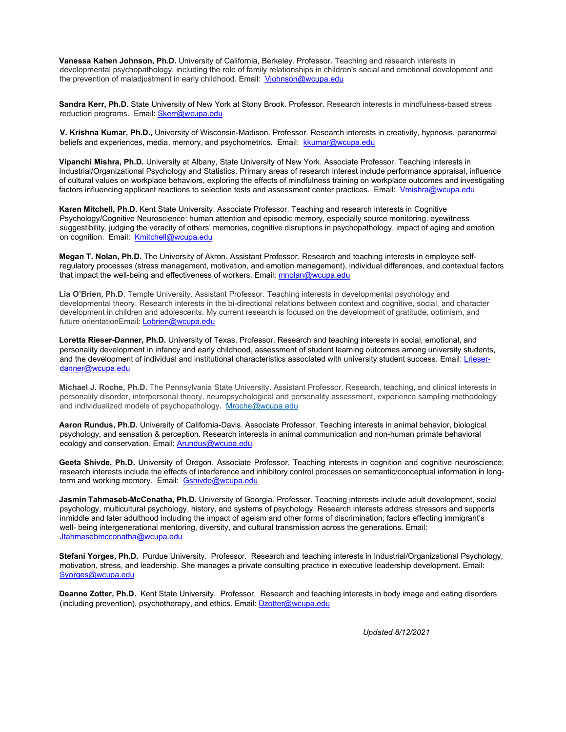**Vanessa Kahen Johnson, Ph.D.** University of California, Berkeley. Professor. Teaching and research interests in developmental psychopathology, including the role of family relationships in children's social and emotional development and the prevention of maladjustment in early childhood. Email: Vjohnson@wcupa.edu

**Sandra Kerr, Ph.D.** State University of New York at Stony Brook. Professor. Research interests in mindfulness-based stress reduction programs. Email: Skerr@wcupa.edu

**V. Krishna Kumar, Ph.D.,** University of Wisconsin-Madison. Professor. Research interests in creativity, hypnosis, paranormal beliefs and experiences, media, memory, and psychometrics. Email: kkumar@wcupa.edu

**Vipanchi Mishra, Ph.D.** University at Albany, State University of New York. Associate Professor. Teaching interests in Industrial/Organizational Psychology and Statistics. Primary areas of research interest include performance appraisal, influence of cultural values on workplace behaviors, exploring the effects of mindfulness training on workplace outcomes and investigating factors influencing applicant reactions to selection tests and assessment center practices. Email: Vmishra@wcupa.edu

**Karen Mitchell, Ph.D.** Kent State University. Associate Professor. Teaching and research interests in Cognitive Psychology/Cognitive Neuroscience: human attention and episodic memory, especially source monitoring, eyewitness suggestibility, judging the veracity of others' memories, cognitive disruptions in psychopathology, impact of aging and emotion on cognition. Email: Kmitchell@wcupa.edu

**Megan T. Nolan, Ph.D.** The University of Akron. Assistant Professor. Research and teaching interests in employee self-regulatory processes (stress management, motivation, and emotion management), individual differences, and contextual factors that impact the well-being and effectiveness of workers. Email: mnolan@wcupa.edu

**Lia O'Brien, Ph.D**. Temple University. Assistant Professor. Teaching interests in developmental psychology and developmental theory. Research interests in the bi-directional relations between context and cognitive, social, and character development in children and adolescents. My current research is focused on the development of gratitude, optimism, and future orientationEmail: Lobrien@wcupa.edu

**Loretta Rieser-Danner, Ph.D.** University of Texas. Professor. Research and teaching interests in social, emotional, and personality development in infancy and early childhood, assessment of student learning outcomes among university students, and the development of individual and institutional characteristics associated with university student success. Email: Lrieser-danner@wcupa.edu

**Michael J. Roche, Ph.D.** The Pennsylvania State University. Assistant Professor. Research, teaching, and clinical interests in personality disorder, interpersonal theory, neuropsychological and personality assessment, experience sampling methodology and individualized models of psychopathology. Mroche@wcupa.edu

**Aaron Rundus, Ph.D.** University of California-Davis. Associate Professor. Teaching interests in animal behavior, biological psychology, and sensation & perception. Research interests in animal communication and non-human primate behavioral ecology and conservation. Email: Arundus@wcupa.edu

**Geeta Shivde, Ph.D.** University of Oregon. Associate Professor. Teaching interests in cognition and cognitive neuroscience; research interests include the effects of interference and inhibitory control processes on semantic/conceptual information in long-term and working memory. Email: Gshivde@wcupa.edu

**Jasmin Tahmaseb-McConatha, Ph.D.** University of Georgia. Professor. Teaching interests include adult development, social psychology, multicultural psychology, history, and systems of psychology. Research interests address stressors and supports inmiddle and later adulthood including the impact of ageism and other forms of discrimination; factors effecting immigrant's well- being intergenerational mentoring, diversity, and cultural transmission across the generations. Email: Jtahmasebmcconatha@wcupa.edu

**Stefani Yorges, Ph.D.** Purdue University. Professor. Research and teaching interests in Industrial/Organizational Psychology, motivation, stress, and leadership. She manages a private consulting practice in executive leadership development. Email: Syorges@wcupa.edu

**Deanne Zotter, Ph.D.** Kent State University. Professor. Research and teaching interests in body image and eating disorders (including prevention), psychotherapy, and ethics. Email: Dzotter@wcupa.edu

*Updated 8/12/2021*